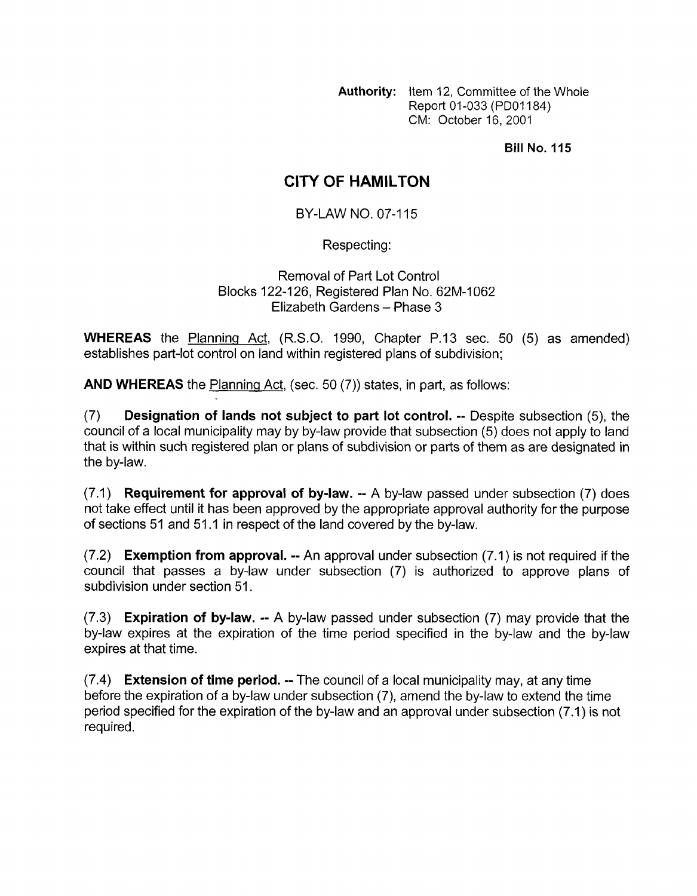**Authority:** Item 12, Committee of the Whole
Report 01-033 (PD01184)
CM: October 16, 2001

**Bill No. 115**

# CITY OF HAMILTON

BY-LAW NO. 07-115

Respecting:

Removal of Part Lot Control
Blocks 122-126, Registered Plan No. 62M-1062
Elizabeth Gardens – Phase 3

**WHEREAS** the Planning Act, (R.S.O. 1990, Chapter P.13 sec. 50 (5) as amended) establishes part-lot control on land within registered plans of subdivision;

**AND WHEREAS** the Planning Act, (sec. 50 (7)) states, in part, as follows:

(7) **Designation of lands not subject to part lot control. --** Despite subsection (5), the council of a local municipality may by by-law provide that subsection (5) does not apply to land that is within such registered plan or plans of subdivision or parts of them as are designated in the by-law.

(7.1) **Requirement for approval of by-law. --** A by-law passed under subsection (7) does not take effect until it has been approved by the appropriate approval authority for the purpose of sections 51 and 51.1 in respect of the land covered by the by-law.

(7.2) **Exemption from approval. --** An approval under subsection (7.1) is not required if the council that passes a by-law under subsection (7) is authorized to approve plans of subdivision under section 51.

(7.3) **Expiration of by-law. --** A by-law passed under subsection (7) may provide that the by-law expires at the expiration of the time period specified in the by-law and the by-law expires at that time.

(7.4) **Extension of time period. --** The council of a local municipality may, at any time before the expiration of a by-law under subsection (7), amend the by-law to extend the time period specified for the expiration of the by-law and an approval under subsection (7.1) is not required.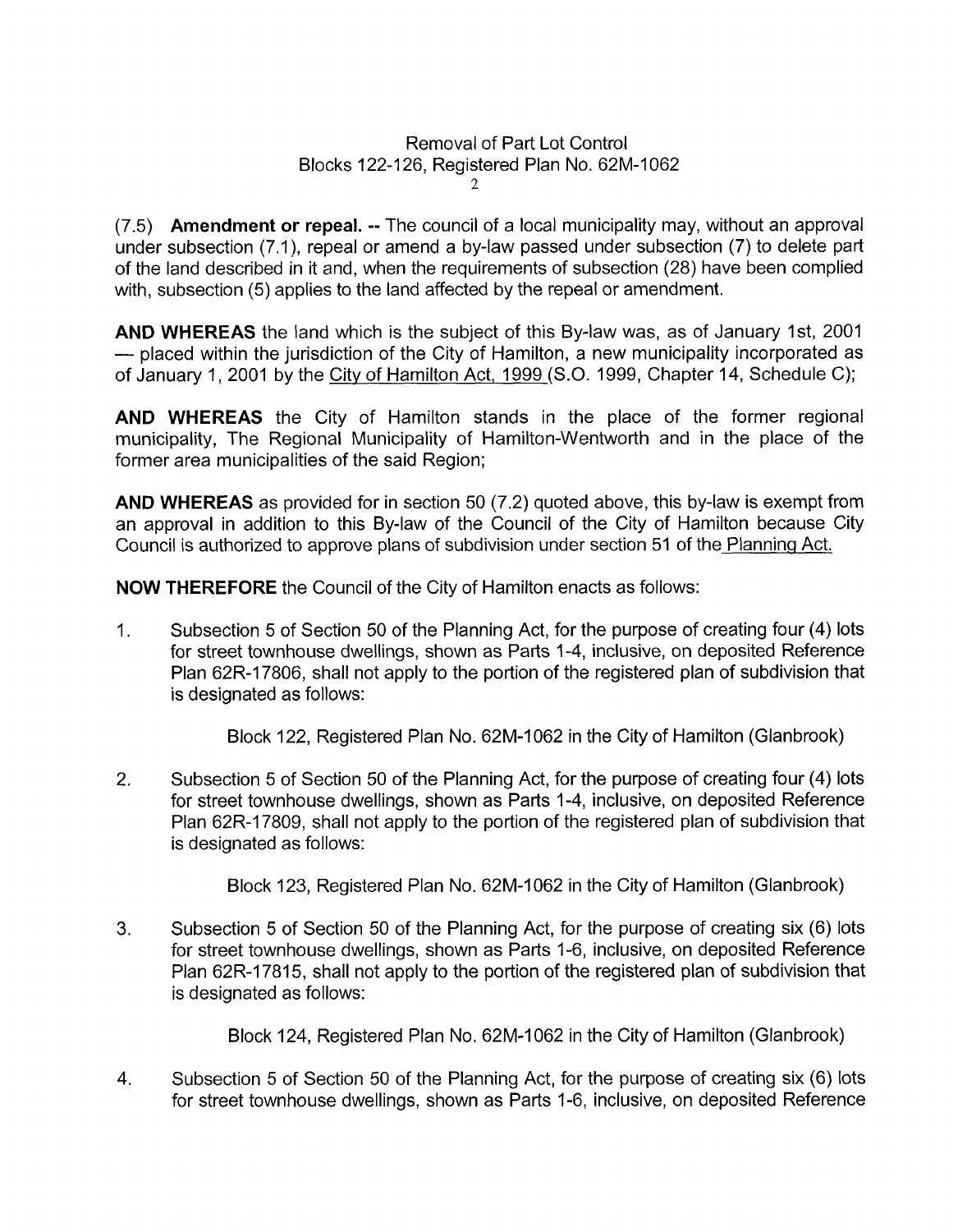(7.5) **Amendment or repeal.** -- The council of a local municipality may, without an approval under subsection (7.1), repeal or amend a by-law passed under subsection (7) to delete part of the land described in it and, when the requirements of subsection (28) have been complied with, subsection (5) applies to the land affected by the repeal or amendment.

**AND WHEREAS** the land which is the subject of this By-law was, as of January 1st, 2001 — placed within the jurisdiction of the City of Hamilton, a new municipality incorporated as of January 1, 2001 by the City of Hamilton Act, 1999 (S.O. 1999, Chapter 14, Schedule C);

**AND WHEREAS** the City of Hamilton stands in the place of the former regional municipality, The Regional Municipality of Hamilton-Wentworth and in the place of the former area municipalities of the said Region;

**AND WHEREAS** as provided for in section 50 (7.2) quoted above, this by-law is exempt from an approval in addition to this By-law of the Council of the City of Hamilton because City Council is authorized to approve plans of subdivision under section 51 of the Planning Act.

**NOW THEREFORE** the Council of the City of Hamilton enacts as follows:

1. Subsection 5 of Section 50 of the Planning Act, for the purpose of creating four (4) lots for street townhouse dwellings, shown as Parts 1-4, inclusive, on deposited Reference Plan 62R-17806, shall not apply to the portion of the registered plan of subdivision that is designated as follows:

   Block 122, Registered Plan No. 62M-1062 in the City of Hamilton (Glanbrook)

2. Subsection 5 of Section 50 of the Planning Act, for the purpose of creating four (4) lots for street townhouse dwellings, shown as Parts 1-4, inclusive, on deposited Reference Plan 62R-17809, shall not apply to the portion of the registered plan of subdivision that is designated as follows:

   Block 123, Registered Plan No. 62M-1062 in the City of Hamilton (Glanbrook)

3. Subsection 5 of Section 50 of the Planning Act, for the purpose of creating six (6) lots for street townhouse dwellings, shown as Parts 1-6, inclusive, on deposited Reference Plan 62R-17815, shall not apply to the portion of the registered plan of subdivision that is designated as follows:

   Block 124, Registered Plan No. 62M-1062 in the City of Hamilton (Glanbrook)

4. Subsection 5 of Section 50 of the Planning Act, for the purpose of creating six (6) lots for street townhouse dwellings, shown as Parts 1-6, inclusive, on deposited Reference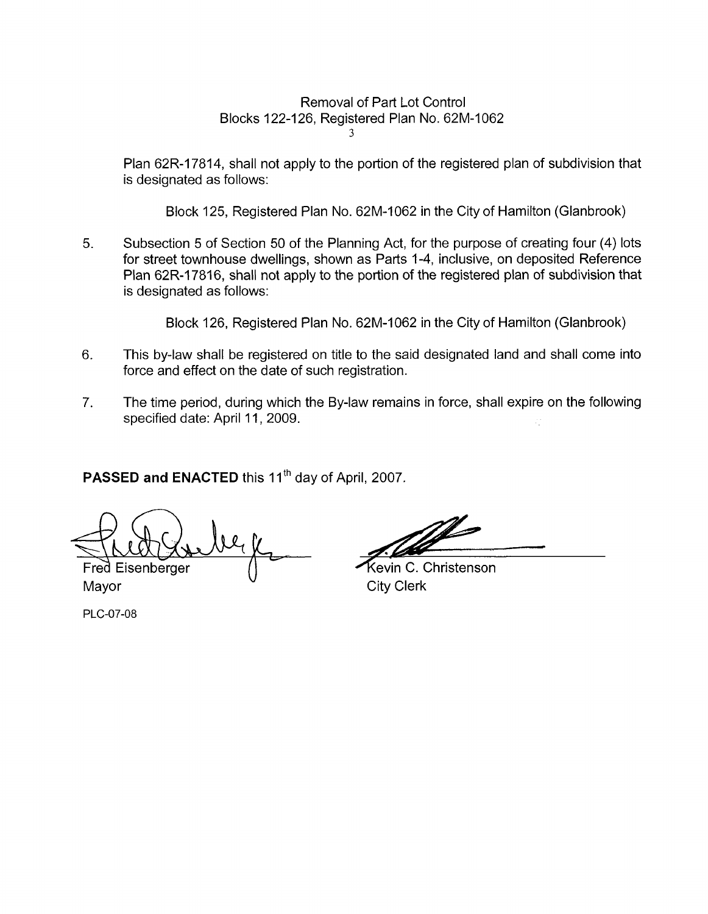Plan 62R-17814, shall not apply to the portion of the registered plan of subdivision that is designated as follows:

Block 125, Registered Plan No. 62M-1062 in the City of Hamilton (Glanbrook)

5. Subsection 5 of Section 50 of the Planning Act, for the purpose of creating four (4) lots for street townhouse dwellings, shown as Parts 1-4, inclusive, on deposited Reference Plan 62R-17816, shall not apply to the portion of the registered plan of subdivision that is designated as follows:

   Block 126, Registered Plan No. 62M-1062 in the City of Hamilton (Glanbrook)

6. This by-law shall be registered on title to the said designated land and shall come into force and effect on the date of such registration.

7. The time period, during which the By-law remains in force, shall expire on the following specified date: April 11, 2009.

**PASSED and ENACTED** this 11th day of April, 2007.

Fred Eisenberger
Mayor

Kevin C. Christenson
City Clerk

PLC-07-08